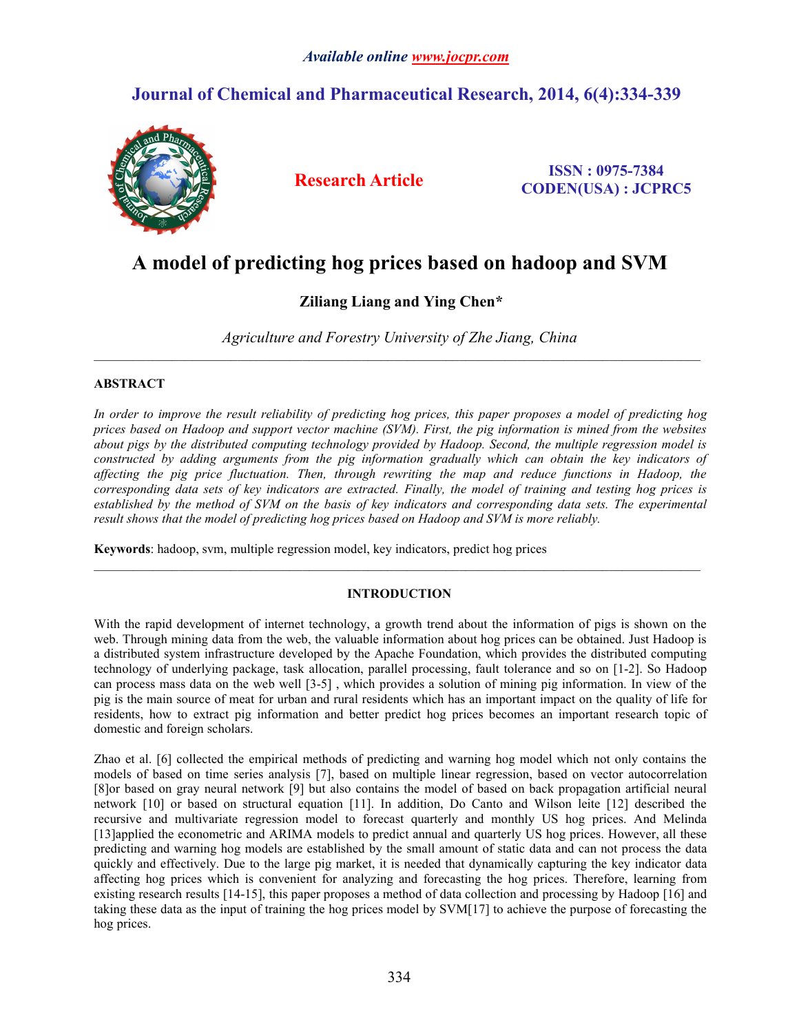# A model of predicting hog prices based on hadoop and SVM

**Ziliang Liang and Ying Chen***

*Agriculture and Forestry University of Zhe Jiang, China*

---

## ABSTRACT

*In order to improve the result reliability of predicting hog prices, this paper proposes a model of predicting hog prices based on Hadoop and support vector machine (SVM). First, the pig information is mined from the websites about pigs by the distributed computing technology provided by Hadoop. Second, the multiple regression model is constructed by adding arguments from the pig information gradually which can obtain the key indicators of affecting the pig price fluctuation. Then, through rewriting the map and reduce functions in Hadoop, the corresponding data sets of key indicators are extracted. Finally, the model of training and testing hog prices is established by the method of SVM on the basis of key indicators and corresponding data sets. The experimental result shows that the model of predicting hog prices based on Hadoop and SVM is more reliably.*

**Keywords**: hadoop, svm, multiple regression model, key indicators, predict hog prices

---

## INTRODUCTION

With the rapid development of internet technology, a growth trend about the information of pigs is shown on the web. Through mining data from the web, the valuable information about hog prices can be obtained. Just Hadoop is a distributed system infrastructure developed by the Apache Foundation, which provides the distributed computing technology of underlying package, task allocation, parallel processing, fault tolerance and so on [1-2]. So Hadoop can process mass data on the web well [3-5] , which provides a solution of mining pig information. In view of the pig is the main source of meat for urban and rural residents which has an important impact on the quality of life for residents, how to extract pig information and better predict hog prices becomes an important research topic of domestic and foreign scholars.

Zhao et al. [6] collected the empirical methods of predicting and warning hog model which not only contains the models of based on time series analysis [7], based on multiple linear regression, based on vector autocorrelation [8]or based on gray neural network [9] but also contains the model of based on back propagation artificial neural network [10] or based on structural equation [11]. In addition, Do Canto and Wilson leite [12] described the recursive and multivariate regression model to forecast quarterly and monthly US hog prices. And Melinda [13]applied the econometric and ARIMA models to predict annual and quarterly US hog prices. However, all these predicting and warning hog models are established by the small amount of static data and can not process the data quickly and effectively. Due to the large pig market, it is needed that dynamically capturing the key indicator data affecting hog prices which is convenient for analyzing and forecasting the hog prices. Therefore, learning from existing research results [14-15], this paper proposes a method of data collection and processing by Hadoop [16] and taking these data as the input of training the hog prices model by SVM[17] to achieve the purpose of forecasting the hog prices.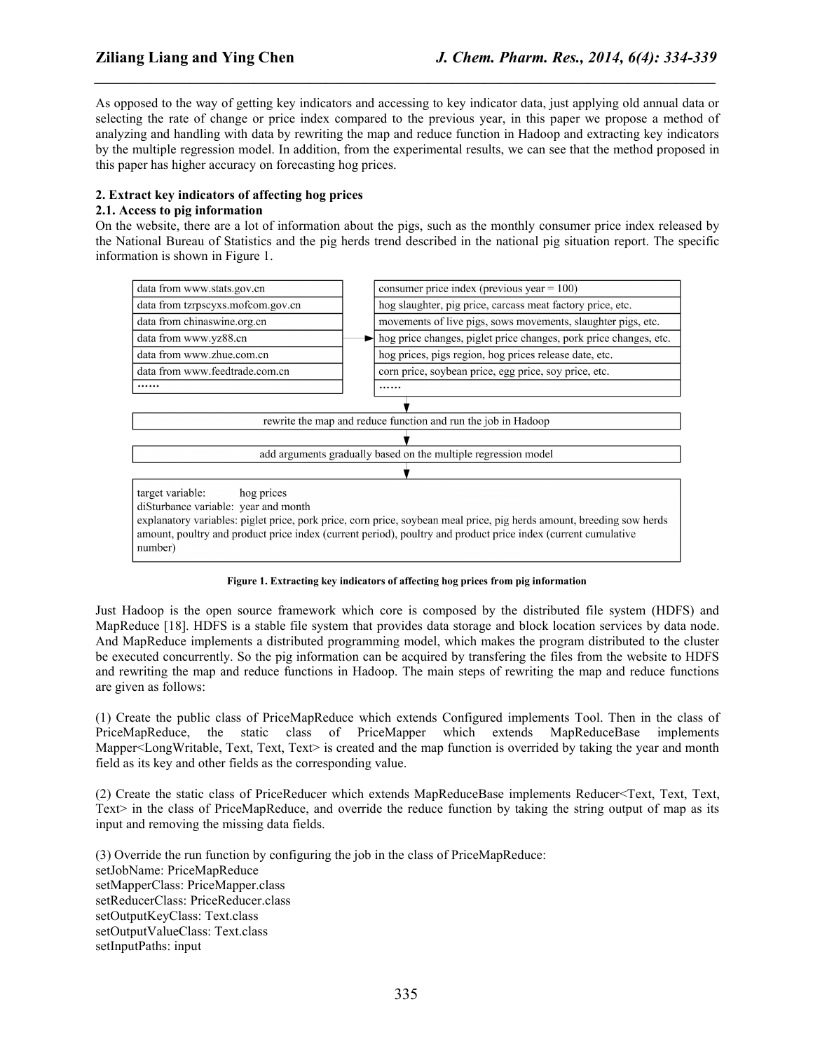As opposed to the way of getting key indicators and accessing to key indicator data, just applying old annual data or selecting the rate of change or price index compared to the previous year, in this paper we propose a method of analyzing and handling with data by rewriting the map and reduce function in Hadoop and extracting key indicators by the multiple regression model. In addition, from the experimental results, we can see that the method proposed in this paper has higher accuracy on forecasting hog prices.

## 2. Extract key indicators of affecting hog prices

### 2.1. Access to pig information

On the website, there are a lot of information about the pigs, such as the monthly consumer price index released by the National Bureau of Statistics and the pig herds trend described in the national pig situation report. The specific information is shown in Figure 1.

| | |
|---|---|
| data from www.stats.gov.cn | consumer price index (previous year = 100) |
| data from tzrpscyxs.mofcom.gov.cn | hog slaughter, pig price, carcass meat factory price, etc. |
| data from chinaswine.org.cn | movements of live pigs, sows movements, slaughter pigs, etc. |
| data from www.yz88.cn | hog price changes, piglet price changes, pork price changes, etc. |
| data from www.zhue.com.cn | hog prices, pigs region, hog prices release date, etc. |
| data from www.feedtrade.com.cn | corn price, soybean price, egg price, soy price, etc. |
| …… | …… |

rewrite the map and reduce function and run the job in Hadoop

add arguments gradually based on the multiple regression model

target variable: hog prices
diSturbance variable: year and month
explanatory variables: piglet price, pork price, corn price, soybean meal price, pig herds amount, breeding sow herds amount, poultry and product price index (current period), poultry and product price index (current cumulative number)

**Figure 1. Extracting key indicators of affecting hog prices from pig information**

Just Hadoop is the open source framework which core is composed by the distributed file system (HDFS) and MapReduce [18]. HDFS is a stable file system that provides data storage and block location services by data node. And MapReduce implements a distributed programming model, which makes the program distributed to the cluster be executed concurrently. So the pig information can be acquired by transfering the files from the website to HDFS and rewriting the map and reduce functions in Hadoop. The main steps of rewriting the map and reduce functions are given as follows:

(1) Create the public class of PriceMapReduce which extends Configured implements Tool. Then in the class of PriceMapReduce, the static class of PriceMapper which extends MapReduceBase implements Mapper<LongWritable, Text, Text, Text> is created and the map function is overrided by taking the year and month field as its key and other fields as the corresponding value.

(2) Create the static class of PriceReducer which extends MapReduceBase implements Reducer<Text, Text, Text, Text> in the class of PriceMapReduce, and override the reduce function by taking the string output of map as its input and removing the missing data fields.

(3) Override the run function by configuring the job in the class of PriceMapReduce:
setJobName: PriceMapReduce
setMapperClass: PriceMapper.class
setReducerClass: PriceReducer.class
setOutputKeyClass: Text.class
setOutputValueClass: Text.class
setInputPaths: input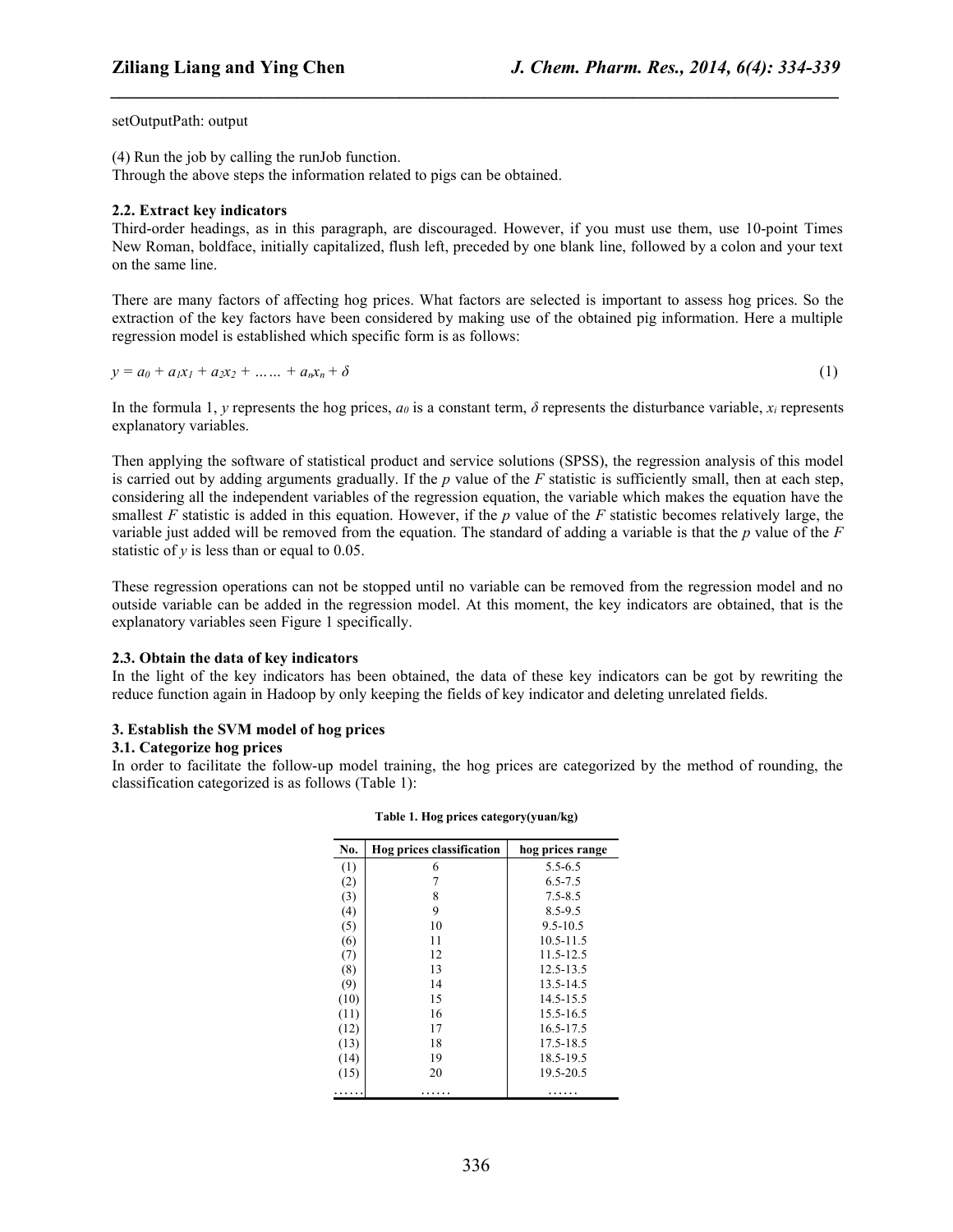setOutputPath: output

(4) Run the job by calling the runJob function.
Through the above steps the information related to pigs can be obtained.

### 2.2. Extract key indicators

Third-order headings, as in this paragraph, are discouraged. However, if you must use them, use 10-point Times New Roman, boldface, initially capitalized, flush left, preceded by one blank line, followed by a colon and your text on the same line.

There are many factors of affecting hog prices. What factors are selected is important to assess hog prices. So the extraction of the key factors have been considered by making use of the obtained pig information. Here a multiple regression model is established which specific form is as follows:

$$y = a_0 + a_1x_1 + a_2x_2 + \ldots\ldots + a_nx_n + \delta \quad (1)$$

In the formula 1, $y$ represents the hog prices, $a_0$ is a constant term, $\delta$ represents the disturbance variable, $x_i$ represents explanatory variables.

Then applying the software of statistical product and service solutions (SPSS), the regression analysis of this model is carried out by adding arguments gradually. If the $p$ value of the $F$ statistic is sufficiently small, then at each step, considering all the independent variables of the regression equation, the variable which makes the equation have the smallest $F$ statistic is added in this equation. However, if the $p$ value of the $F$ statistic becomes relatively large, the variable just added will be removed from the equation. The standard of adding a variable is that the $p$ value of the $F$ statistic of $y$ is less than or equal to 0.05.

These regression operations can not be stopped until no variable can be removed from the regression model and no outside variable can be added in the regression model. At this moment, the key indicators are obtained, that is the explanatory variables seen Figure 1 specifically.

### 2.3. Obtain the data of key indicators

In the light of the key indicators has been obtained, the data of these key indicators can be got by rewriting the reduce function again in Hadoop by only keeping the fields of key indicator and deleting unrelated fields.

## 3. Establish the SVM model of hog prices

### 3.1. Categorize hog prices

In order to facilitate the follow-up model training, the hog prices are categorized by the method of rounding, the classification categorized is as follows (Table 1):

**Table 1. Hog prices category(yuan/kg)**

| No. | Hog prices classification | hog prices range |
|---|---|---|
| (1) | 6 | 5.5-6.5 |
| (2) | 7 | 6.5-7.5 |
| (3) | 8 | 7.5-8.5 |
| (4) | 9 | 8.5-9.5 |
| (5) | 10 | 9.5-10.5 |
| (6) | 11 | 10.5-11.5 |
| (7) | 12 | 11.5-12.5 |
| (8) | 13 | 12.5-13.5 |
| (9) | 14 | 13.5-14.5 |
| (10) | 15 | 14.5-15.5 |
| (11) | 16 | 15.5-16.5 |
| (12) | 17 | 16.5-17.5 |
| (13) | 18 | 17.5-18.5 |
| (14) | 19 | 18.5-19.5 |
| (15) | 20 | 19.5-20.5 |
| …… | …… | …… |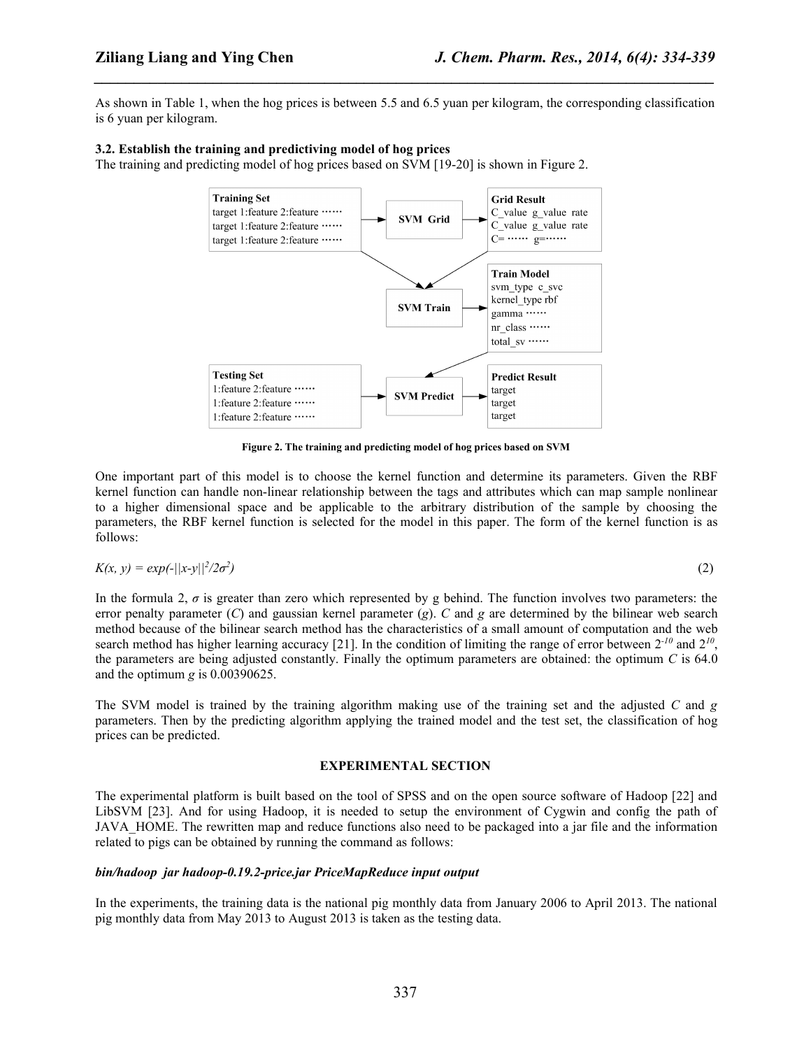As shown in Table 1, when the hog prices is between 5.5 and 6.5 yuan per kilogram, the corresponding classification is 6 yuan per kilogram.

### 3.2. Establish the training and predictiving model of hog prices

The training and predicting model of hog prices based on SVM [19-20] is shown in Figure 2.

**Figure 2. The training and predicting model of hog prices based on SVM**

One important part of this model is to choose the kernel function and determine its parameters. Given the RBF kernel function can handle non-linear relationship between the tags and attributes which can map sample nonlinear to a higher dimensional space and be applicable to the arbitrary distribution of the sample by choosing the parameters, the RBF kernel function is selected for the model in this paper. The form of the kernel function is as follows:

$$K(x, y) = exp(-||x-y||^2/2\sigma^2) \tag{2}$$

In the formula 2, $\sigma$ is greater than zero which represented by g behind. The function involves two parameters: the error penalty parameter ($C$) and gaussian kernel parameter ($g$). $C$ and $g$ are determined by the bilinear web search method because of the bilinear search method has the characteristics of a small amount of computation and the web search method has higher learning accuracy [21]. In the condition of limiting the range of error between $2^{-10}$ and $2^{10}$, the parameters are being adjusted constantly. Finally the optimum parameters are obtained: the optimum $C$ is 64.0 and the optimum $g$ is 0.00390625.

The SVM model is trained by the training algorithm making use of the training set and the adjusted $C$ and $g$ parameters. Then by the predicting algorithm applying the trained model and the test set, the classification of hog prices can be predicted.

## EXPERIMENTAL SECTION

The experimental platform is built based on the tool of SPSS and on the open source software of Hadoop [22] and LibSVM [23]. And for using Hadoop, it is needed to setup the environment of Cygwin and config the path of JAVA_HOME. The rewritten map and reduce functions also need to be packaged into a jar file and the information related to pigs can be obtained by running the command as follows:

***bin/hadoop jar hadoop-0.19.2-price.jar PriceMapReduce input output***

In the experiments, the training data is the national pig monthly data from January 2006 to April 2013. The national pig monthly data from May 2013 to August 2013 is taken as the testing data.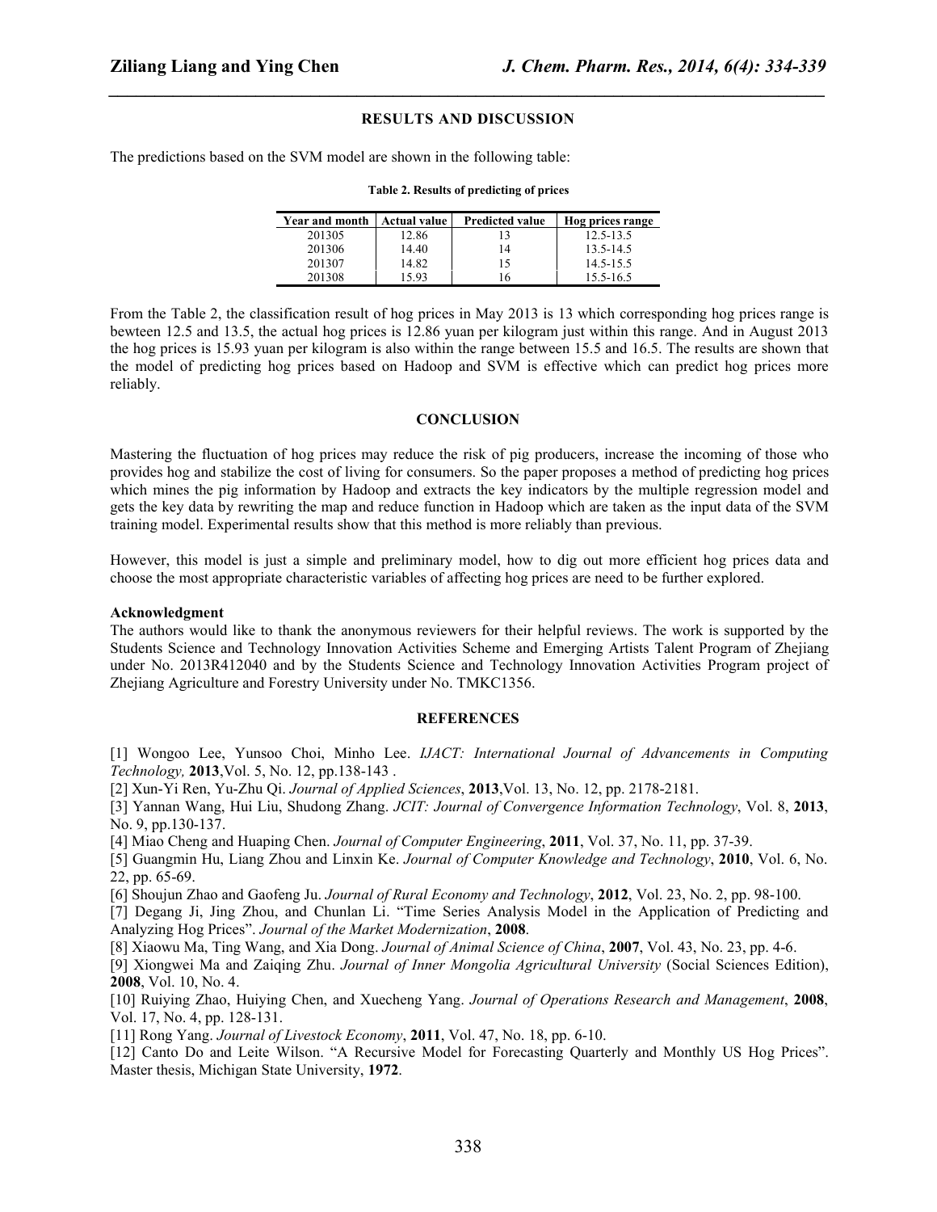## RESULTS AND DISCUSSION

The predictions based on the SVM model are shown in the following table:

**Table 2. Results of predicting of prices**

| Year and month | Actual value | Predicted value | Hog prices range |
|---|---|---|---|
| 201305 | 12.86 | 13 | 12.5-13.5 |
| 201306 | 14.40 | 14 | 13.5-14.5 |
| 201307 | 14.82 | 15 | 14.5-15.5 |
| 201308 | 15.93 | 16 | 15.5-16.5 |

From the Table 2, the classification result of hog prices in May 2013 is 13 which corresponding hog prices range is bewteen 12.5 and 13.5, the actual hog prices is 12.86 yuan per kilogram just within this range. And in August 2013 the hog prices is 15.93 yuan per kilogram is also within the range between 15.5 and 16.5. The results are shown that the model of predicting hog prices based on Hadoop and SVM is effective which can predict hog prices more reliably.

## CONCLUSION

Mastering the fluctuation of hog prices may reduce the risk of pig producers, increase the incoming of those who provides hog and stabilize the cost of living for consumers. So the paper proposes a method of predicting hog prices which mines the pig information by Hadoop and extracts the key indicators by the multiple regression model and gets the key data by rewriting the map and reduce function in Hadoop which are taken as the input data of the SVM training model. Experimental results show that this method is more reliably than previous.

However, this model is just a simple and preliminary model, how to dig out more efficient hog prices data and choose the most appropriate characteristic variables of affecting hog prices are need to be further explored.

**Acknowledgment**

The authors would like to thank the anonymous reviewers for their helpful reviews. The work is supported by the Students Science and Technology Innovation Activities Scheme and Emerging Artists Talent Program of Zhejiang under No. 2013R412040 and by the Students Science and Technology Innovation Activities Program project of Zhejiang Agriculture and Forestry University under No. TMKC1356.

## REFERENCES

[1] Wongoo Lee, Yunsoo Choi, Minho Lee. *IJACT: International Journal of Advancements in Computing Technology,* **2013**,Vol. 5, No. 12, pp.138-143 .

[2] Xun-Yi Ren, Yu-Zhu Qi. *Journal of Applied Sciences*, **2013**,Vol. 13, No. 12, pp. 2178-2181.

[3] Yannan Wang, Hui Liu, Shudong Zhang. *JCIT: Journal of Convergence Information Technology*, Vol. 8, **2013**, No. 9, pp.130-137.

[4] Miao Cheng and Huaping Chen. *Journal of Computer Engineering*, **2011**, Vol. 37, No. 11, pp. 37-39.

[5] Guangmin Hu, Liang Zhou and Linxin Ke. *Journal of Computer Knowledge and Technology*, **2010**, Vol. 6, No. 22, pp. 65-69.

[6] Shoujun Zhao and Gaofeng Ju. *Journal of Rural Economy and Technology*, **2012**, Vol. 23, No. 2, pp. 98-100.

[7] Degang Ji, Jing Zhou, and Chunlan Li. "Time Series Analysis Model in the Application of Predicting and Analyzing Hog Prices". *Journal of the Market Modernization*, **2008**.

[8] Xiaowu Ma, Ting Wang, and Xia Dong. *Journal of Animal Science of China*, **2007**, Vol. 43, No. 23, pp. 4-6.

[9] Xiongwei Ma and Zaiqing Zhu. *Journal of Inner Mongolia Agricultural University* (Social Sciences Edition), **2008**, Vol. 10, No. 4.

[10] Ruiying Zhao, Huiying Chen, and Xuecheng Yang. *Journal of Operations Research and Management*, **2008**, Vol. 17, No. 4, pp. 128-131.

[11] Rong Yang. *Journal of Livestock Economy*, **2011**, Vol. 47, No. 18, pp. 6-10.

[12] Canto Do and Leite Wilson. "A Recursive Model for Forecasting Quarterly and Monthly US Hog Prices". Master thesis, Michigan State University, **1972**.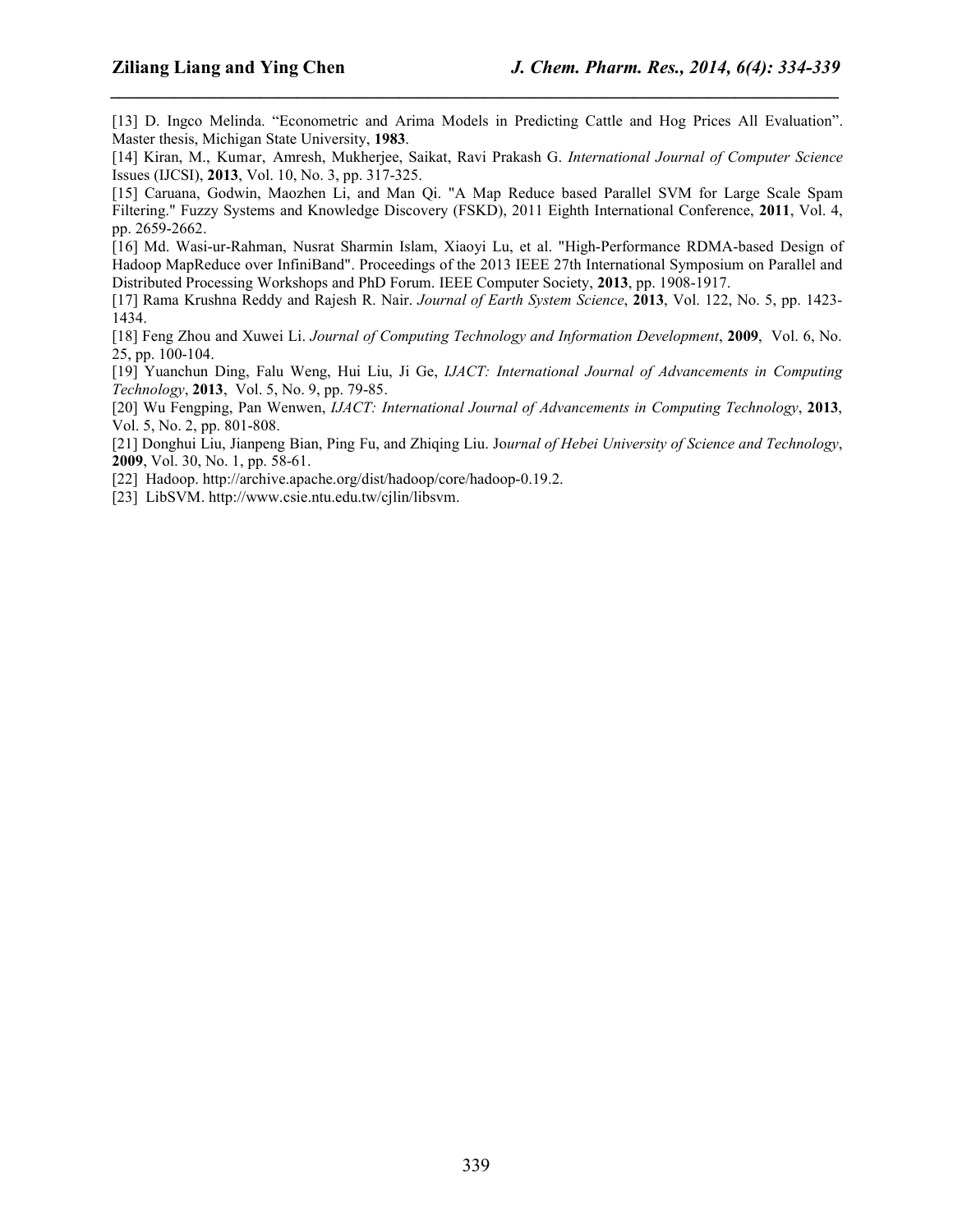[13] D. Ingco Melinda. “Econometric and Arima Models in Predicting Cattle and Hog Prices All Evaluation”. Master thesis, Michigan State University, **1983**.

[14] Kiran, M., Kumar, Amresh, Mukherjee, Saikat, Ravi Prakash G. *International Journal of Computer Science* Issues (IJCSI), **2013**, Vol. 10, No. 3, pp. 317-325.

[15] Caruana, Godwin, Maozhen Li, and Man Qi. "A Map Reduce based Parallel SVM for Large Scale Spam Filtering." Fuzzy Systems and Knowledge Discovery (FSKD), 2011 Eighth International Conference, **2011**, Vol. 4, pp. 2659-2662.

[16] Md. Wasi-ur-Rahman, Nusrat Sharmin Islam, Xiaoyi Lu, et al. "High-Performance RDMA-based Design of Hadoop MapReduce over InfiniBand". Proceedings of the 2013 IEEE 27th International Symposium on Parallel and Distributed Processing Workshops and PhD Forum. IEEE Computer Society, **2013**, pp. 1908-1917.

[17] Rama Krushna Reddy and Rajesh R. Nair. *Journal of Earth System Science*, **2013**, Vol. 122, No. 5, pp. 1423-1434.

[18] Feng Zhou and Xuwei Li. *Journal of Computing Technology and Information Development*, **2009**, Vol. 6, No. 25, pp. 100-104.

[19] Yuanchun Ding, Falu Weng, Hui Liu, Ji Ge, *IJACT: International Journal of Advancements in Computing Technology*, **2013**, Vol. 5, No. 9, pp. 79-85.

[20] Wu Fengping, Pan Wenwen, *IJACT: International Journal of Advancements in Computing Technology*, **2013**, Vol. 5, No. 2, pp. 801-808.

[21] Donghui Liu, Jianpeng Bian, Ping Fu, and Zhiqing Liu. Jo*urnal of Hebei University of Science and Technology*, **2009**, Vol. 30, No. 1, pp. 58-61.

[22] Hadoop. http://archive.apache.org/dist/hadoop/core/hadoop-0.19.2.

[23] LibSVM. http://www.csie.ntu.edu.tw/cjlin/libsvm.